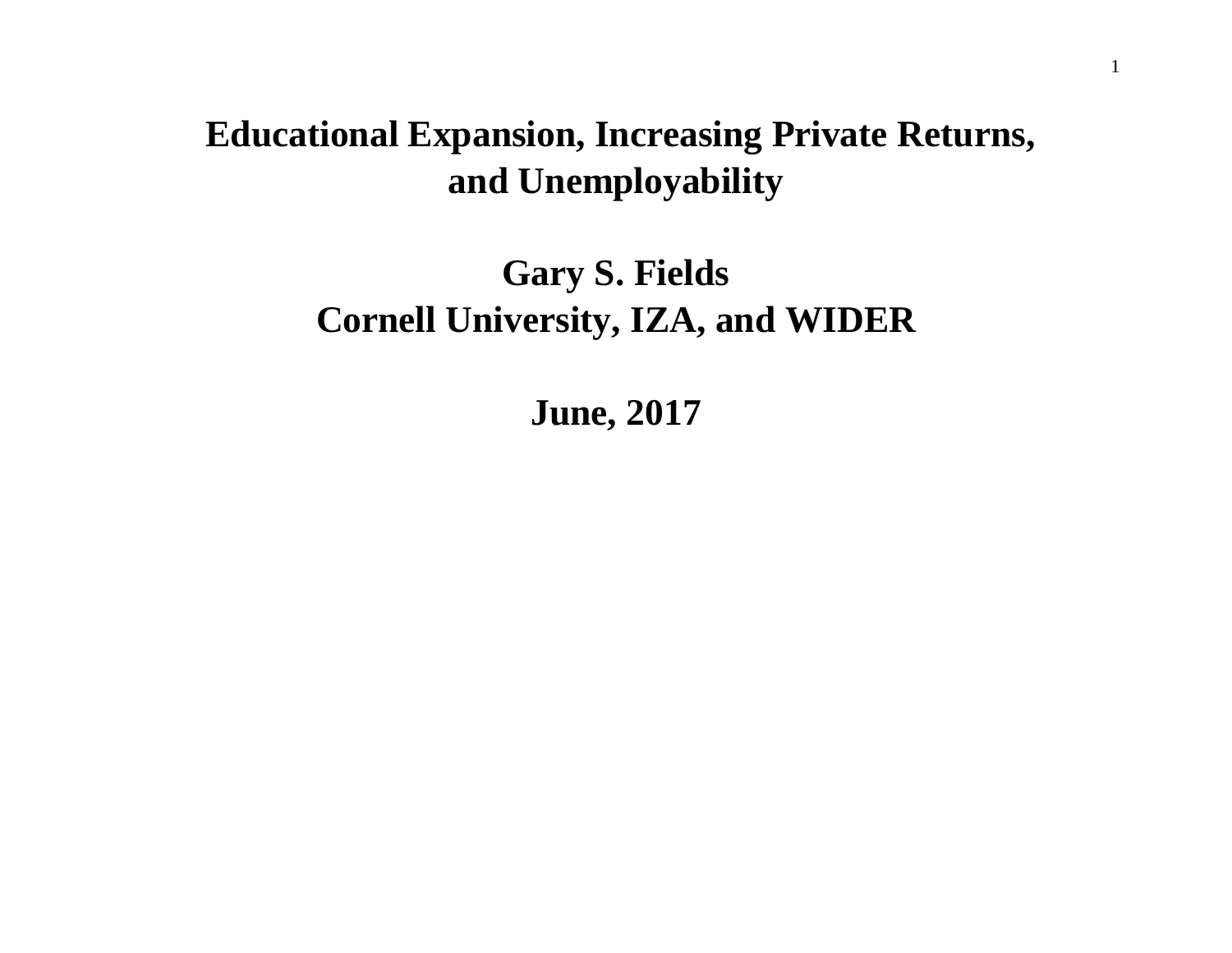# Educational Expansion, Increasing Private Returns, and Unemployability

**Gary S. Fields**
**Cornell University, IZA, and WIDER**

**June, 2017**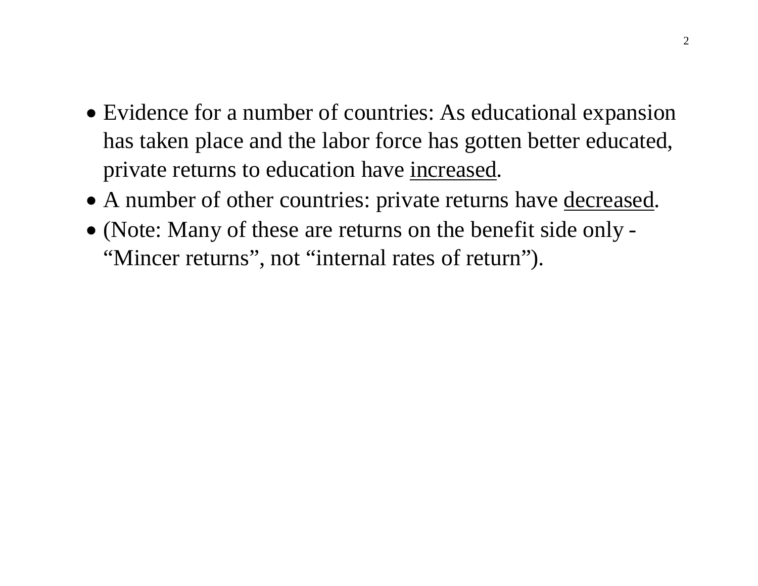- Evidence for a number of countries: As educational expansion has taken place and the labor force has gotten better educated, private returns to education have <u>increased</u>.
- A number of other countries: private returns have <u>decreased</u>.
- (Note: Many of these are returns on the benefit side only - "Mincer returns", not "internal rates of return").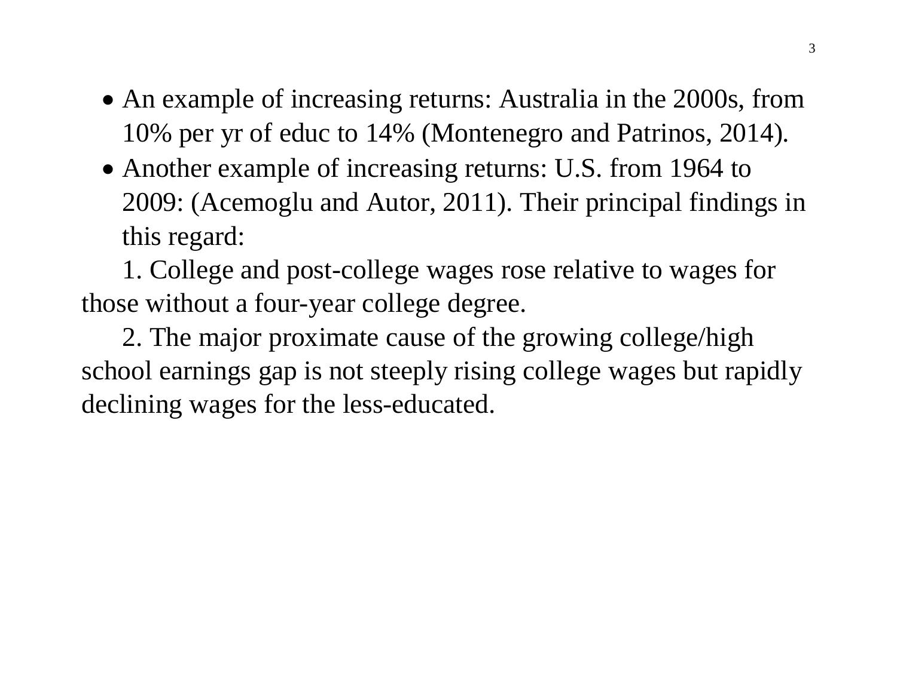- An example of increasing returns: Australia in the 2000s, from 10% per yr of educ to 14% (Montenegro and Patrinos, 2014).
- Another example of increasing returns: U.S. from 1964 to 2009: (Acemoglu and Autor, 2011). Their principal findings in this regard:

1. College and post-college wages rose relative to wages for those without a four-year college degree.

2. The major proximate cause of the growing college/high school earnings gap is not steeply rising college wages but rapidly declining wages for the less-educated.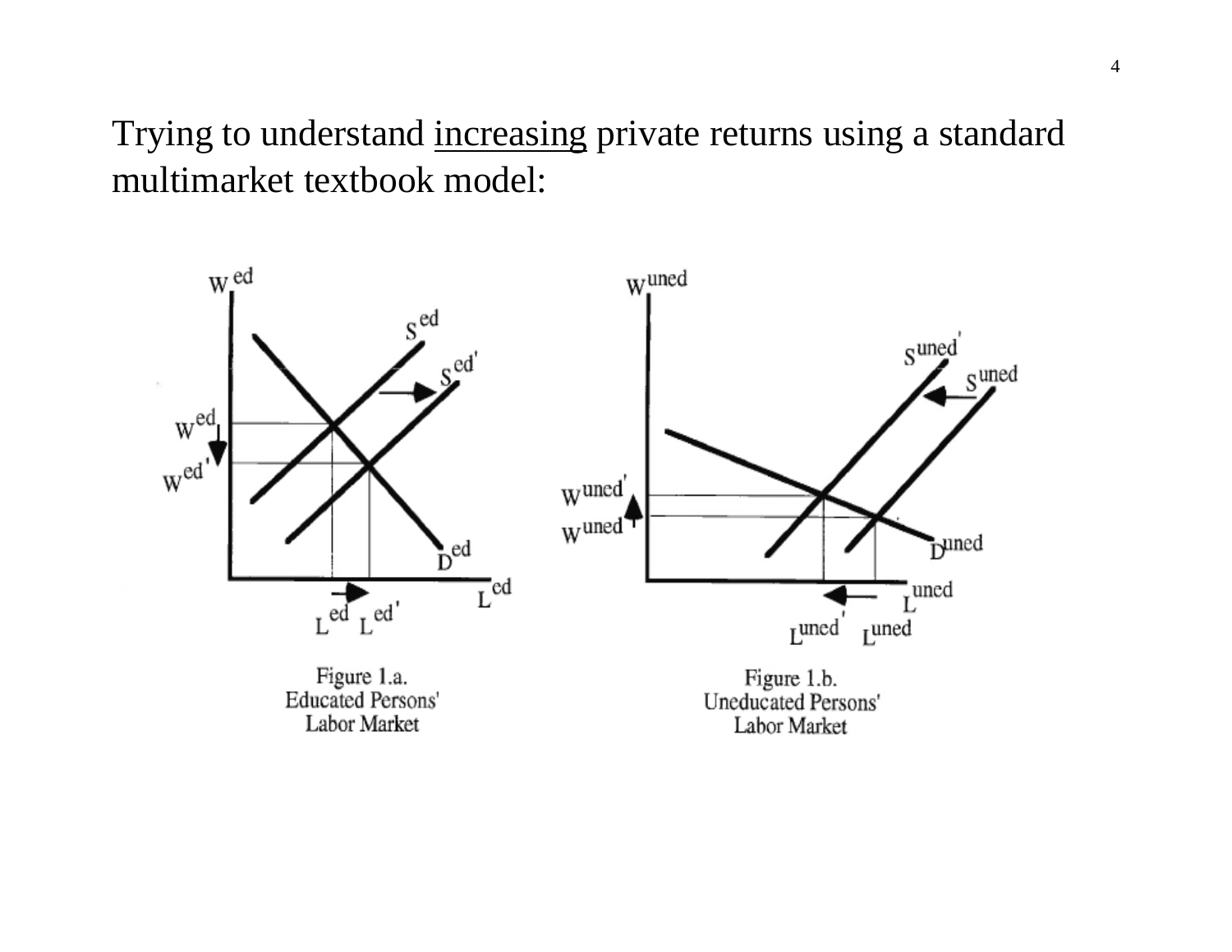Trying to understand increasing private returns using a standard multimarket textbook model:

Figure 1.a.
Educated Persons' Labor Market

Figure 1.b.
Uneducated Persons' Labor Market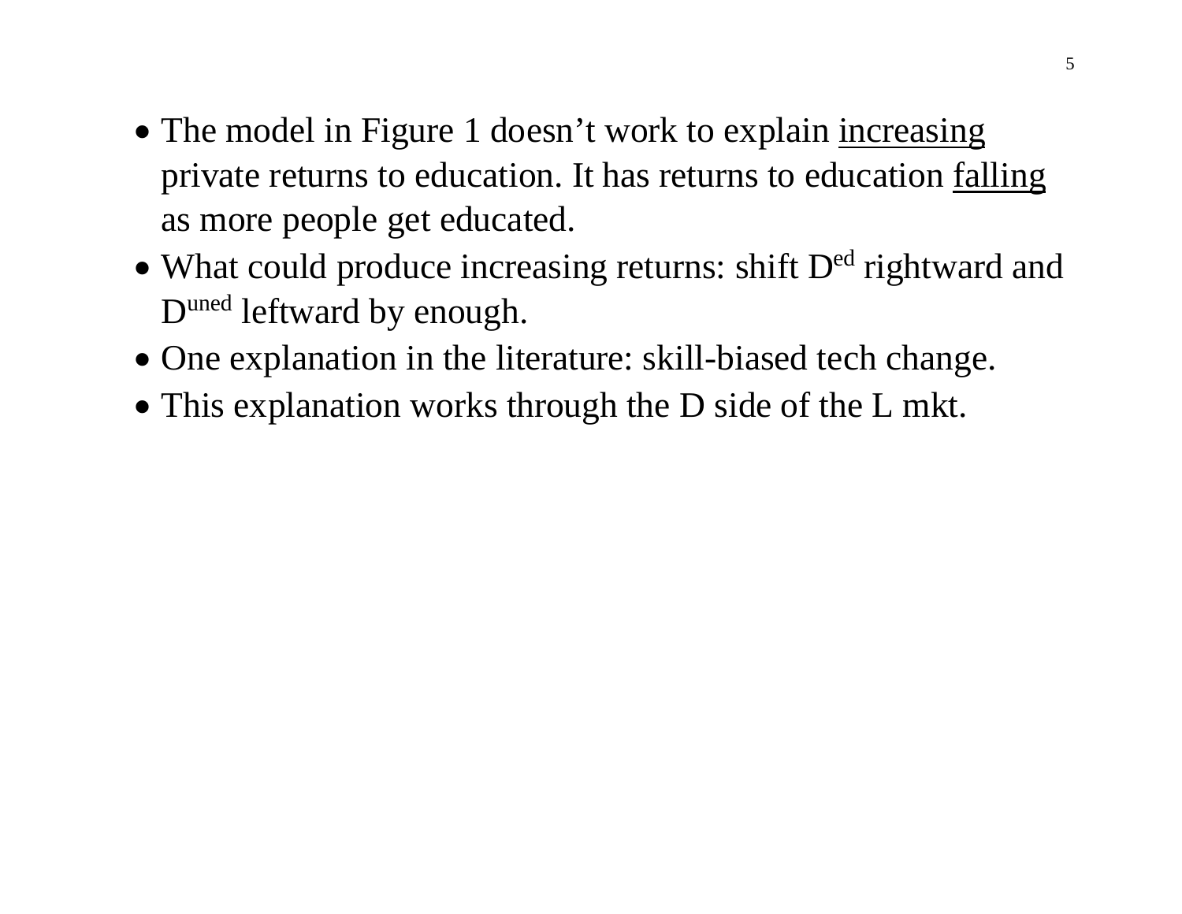- The model in Figure 1 doesn't work to explain <u>increasing</u> private returns to education. It has returns to education <u>falling</u> as more people get educated.
- What could produce increasing returns: shift $D^{ed}$ rightward and $D^{uned}$ leftward by enough.
- One explanation in the literature: skill-biased tech change.
- This explanation works through the D side of the L mkt.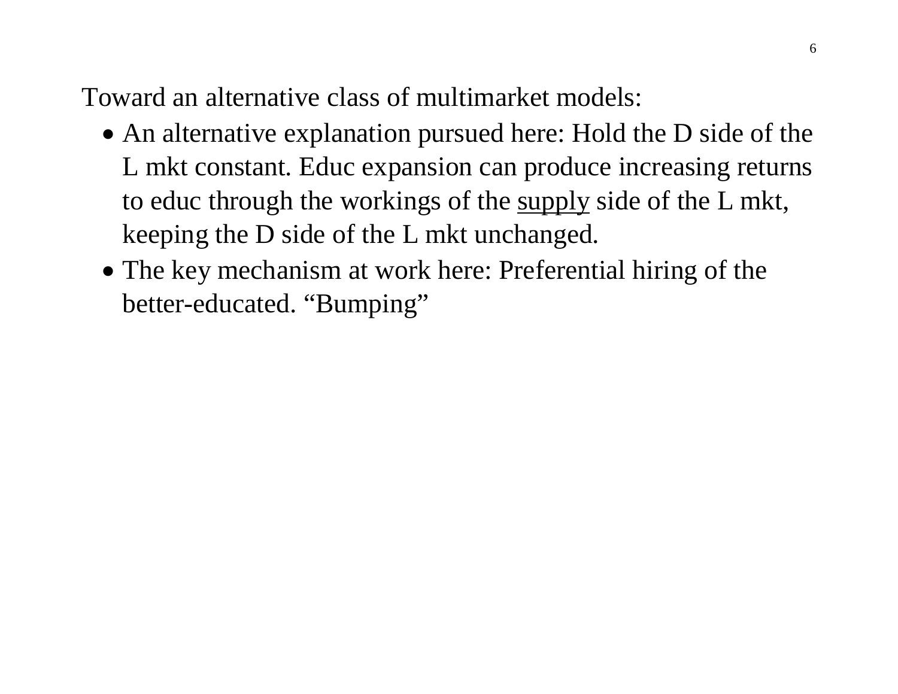Toward an alternative class of multimarket models:

- An alternative explanation pursued here: Hold the D side of the L mkt constant. Educ expansion can produce increasing returns to educ through the workings of the <u>supply</u> side of the L mkt, keeping the D side of the L mkt unchanged.
- The key mechanism at work here: Preferential hiring of the better-educated. "Bumping"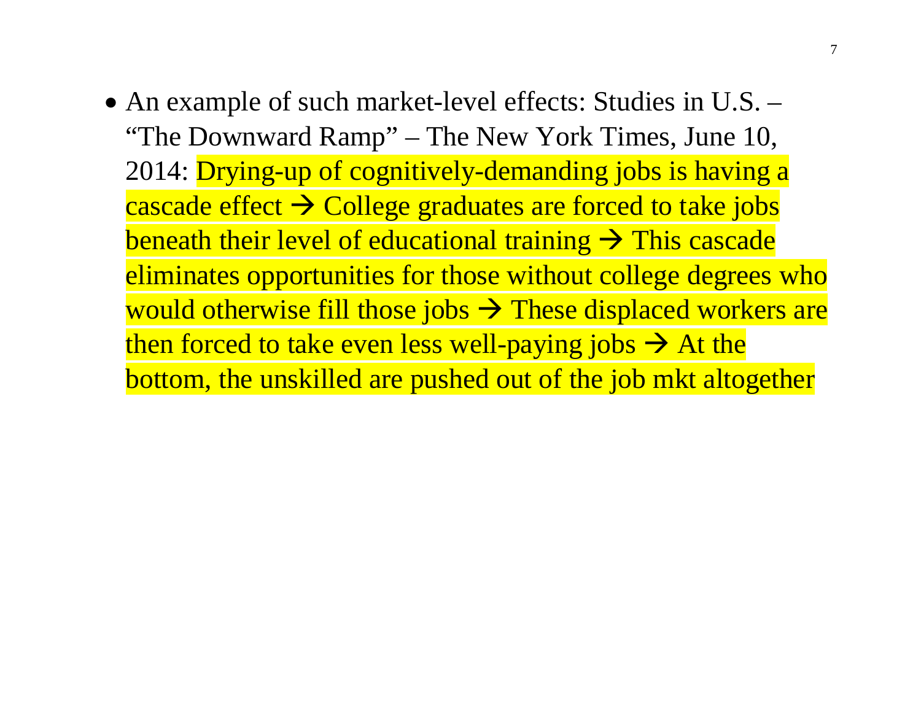- An example of such market-level effects: Studies in U.S. – "The Downward Ramp" – The New York Times, June 10, 2014: Drying-up of cognitively-demanding jobs is having a cascade effect → College graduates are forced to take jobs beneath their level of educational training → This cascade eliminates opportunities for those without college degrees who would otherwise fill those jobs → These displaced workers are then forced to take even less well-paying jobs → At the bottom, the unskilled are pushed out of the job mkt altogether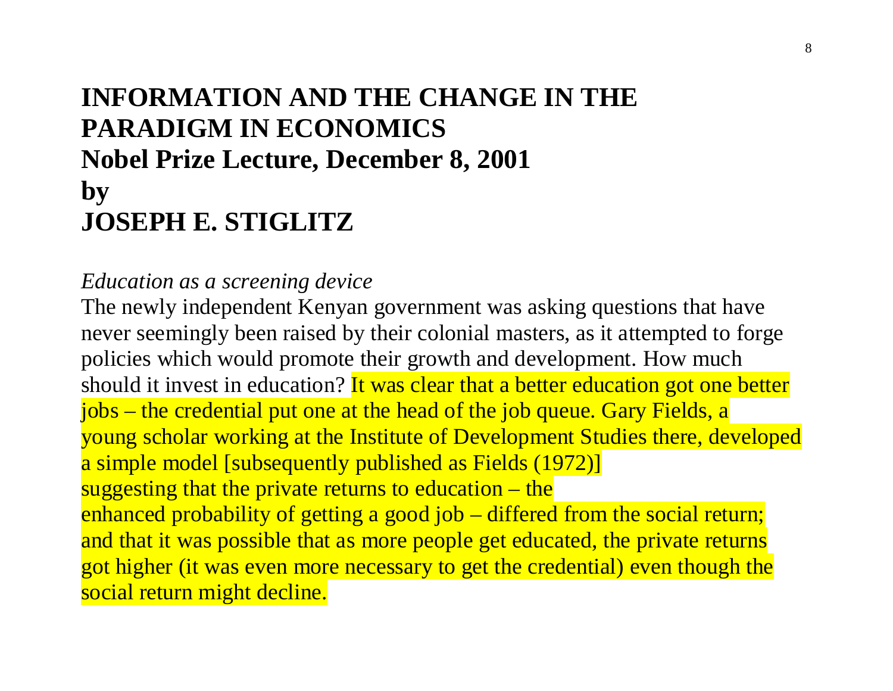# INFORMATION AND THE CHANGE IN THE PARADIGM IN ECONOMICS
## Nobel Prize Lecture, December 8, 2001
## by
## JOSEPH E. STIGLITZ

*Education as a screening device*

The newly independent Kenyan government was asking questions that have never seemingly been raised by their colonial masters, as it attempted to forge policies which would promote their growth and development. How much should it invest in education? It was clear that a better education got one better jobs – the credential put one at the head of the job queue. Gary Fields, a young scholar working at the Institute of Development Studies there, developed a simple model [subsequently published as Fields (1972)] suggesting that the private returns to education – the enhanced probability of getting a good job – differed from the social return; and that it was possible that as more people get educated, the private returns got higher (it was even more necessary to get the credential) even though the social return might decline.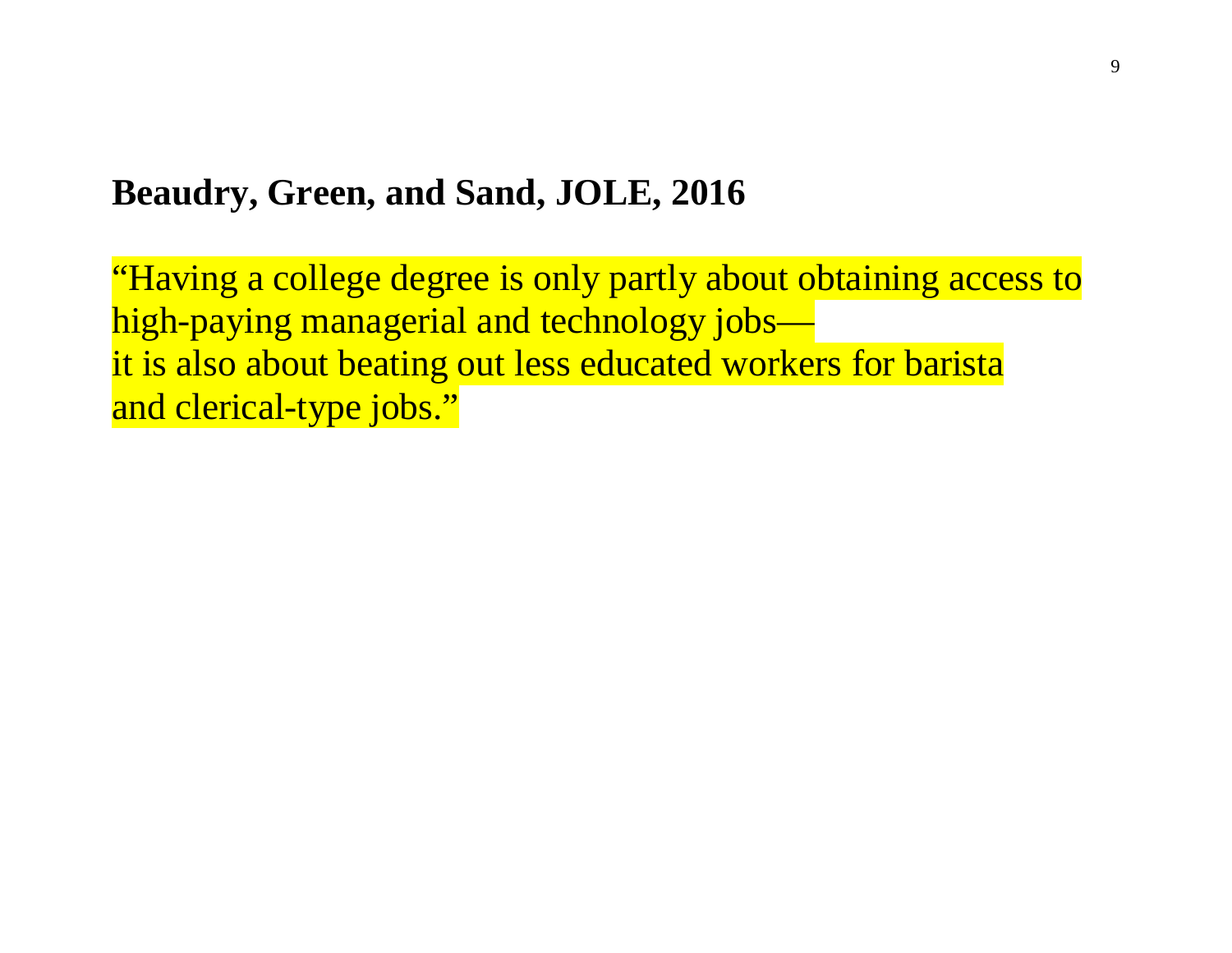**Beaudry, Green, and Sand, JOLE, 2016**

"Having a college degree is only partly about obtaining access to high-paying managerial and technology jobs—
it is also about beating out less educated workers for barista and clerical-type jobs."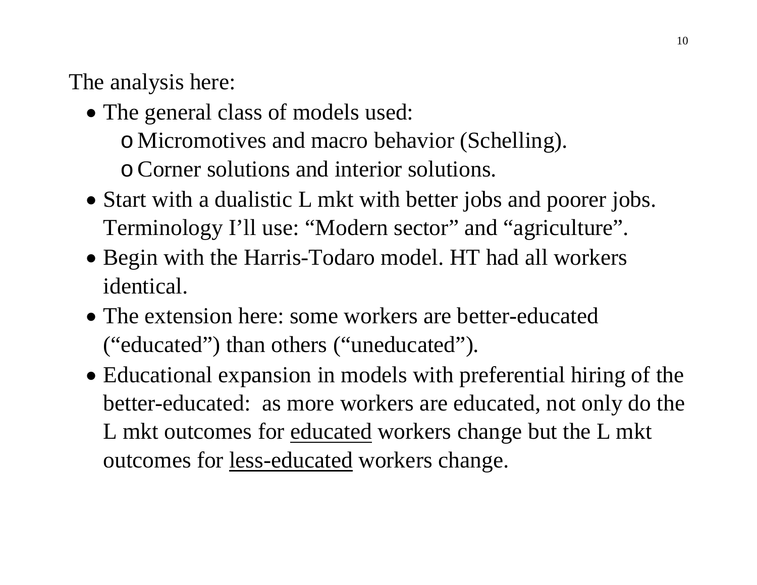The analysis here:

- The general class of models used:
  - Micromotives and macro behavior (Schelling).
  - Corner solutions and interior solutions.
- Start with a dualistic L mkt with better jobs and poorer jobs. Terminology I'll use: "Modern sector" and "agriculture".
- Begin with the Harris-Todaro model. HT had all workers identical.
- The extension here: some workers are better-educated ("educated") than others ("uneducated").
- Educational expansion in models with preferential hiring of the better-educated: as more workers are educated, not only do the L mkt outcomes for <u>educated</u> workers change but the L mkt outcomes for <u>less-educated</u> workers change.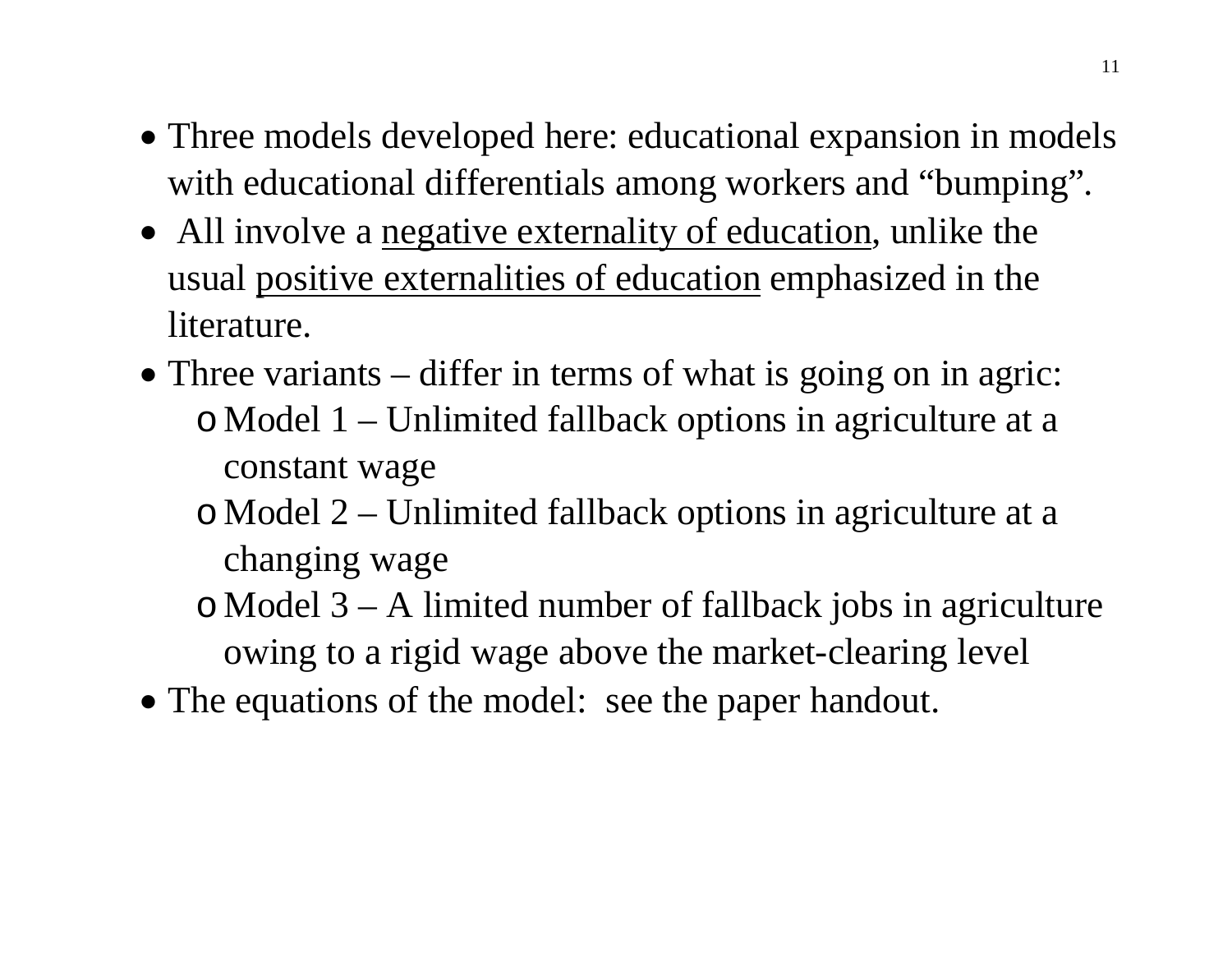- Three models developed here: educational expansion in models with educational differentials among workers and “bumping”.
- All involve a <u>negative externality of education</u>, unlike the usual <u>positive externalities of education</u> emphasized in the literature.
- Three variants – differ in terms of what is going on in agric:
  - Model 1 – Unlimited fallback options in agriculture at a constant wage
  - Model 2 – Unlimited fallback options in agriculture at a changing wage
  - Model 3 – A limited number of fallback jobs in agriculture owing to a rigid wage above the market-clearing level
- The equations of the model: see the paper handout.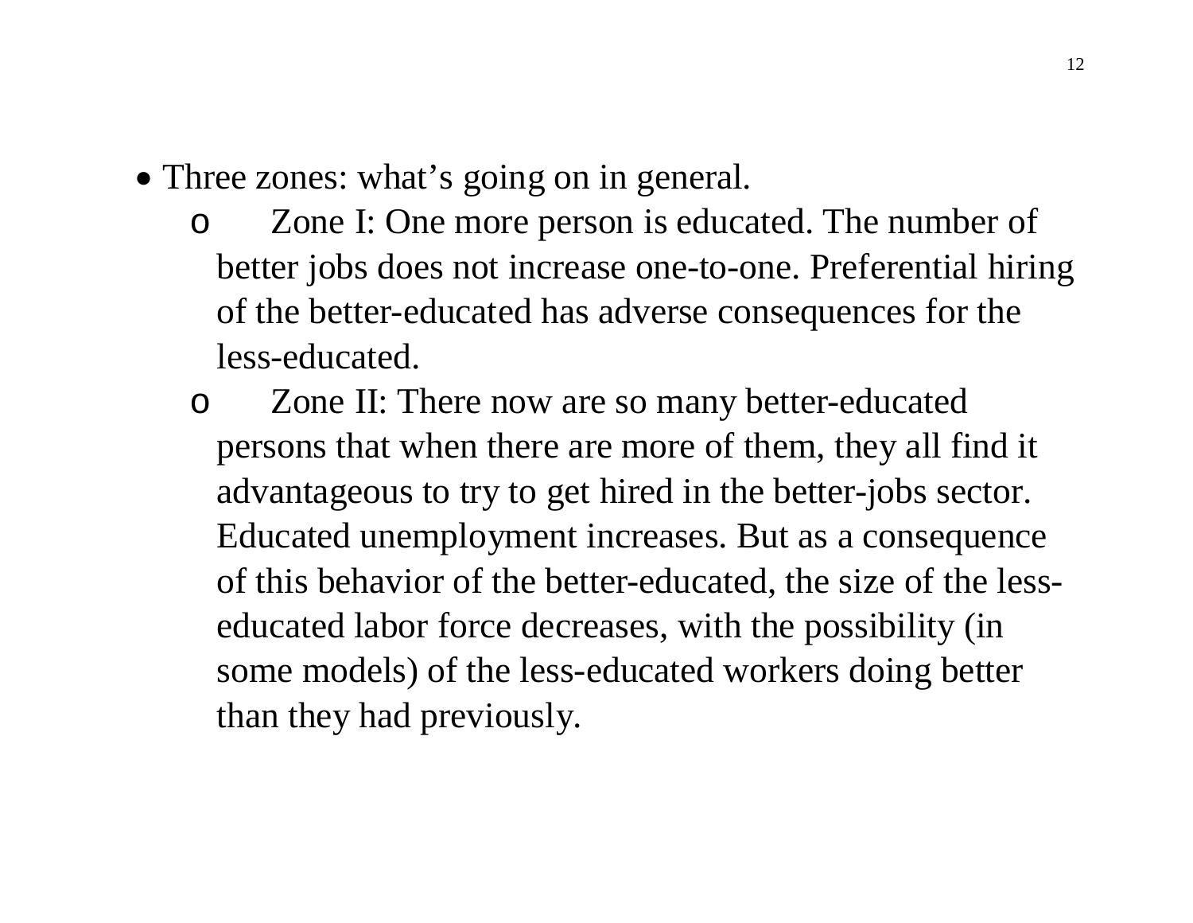- Three zones: what's going on in general.
  - Zone I: One more person is educated. The number of better jobs does not increase one-to-one. Preferential hiring of the better-educated has adverse consequences for the less-educated.
  - Zone II: There now are so many better-educated persons that when there are more of them, they all find it advantageous to try to get hired in the better-jobs sector. Educated unemployment increases. But as a consequence of this behavior of the better-educated, the size of the less-educated labor force decreases, with the possibility (in some models) of the less-educated workers doing better than they had previously.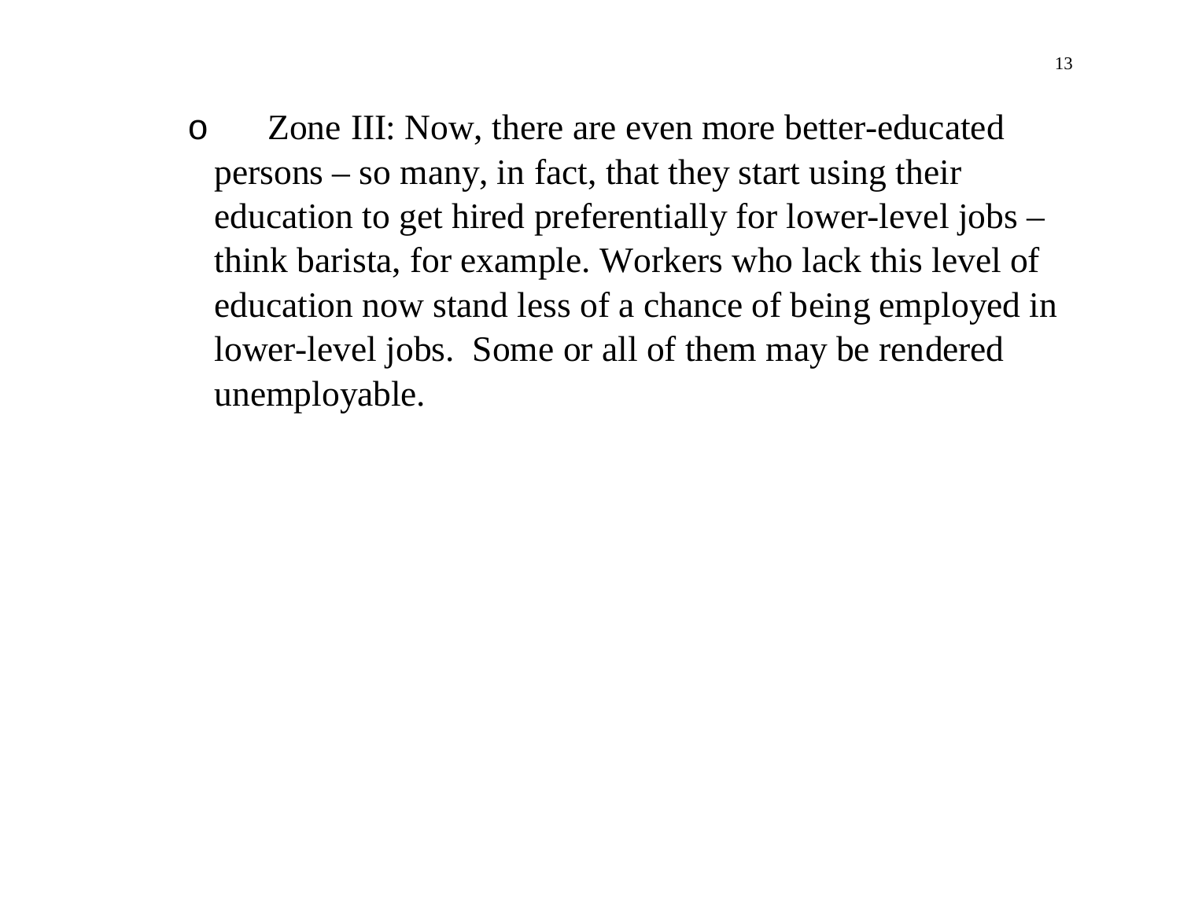- Zone III: Now, there are even more better-educated persons – so many, in fact, that they start using their education to get hired preferentially for lower-level jobs – think barista, for example. Workers who lack this level of education now stand less of a chance of being employed in lower-level jobs.  Some or all of them may be rendered unemployable.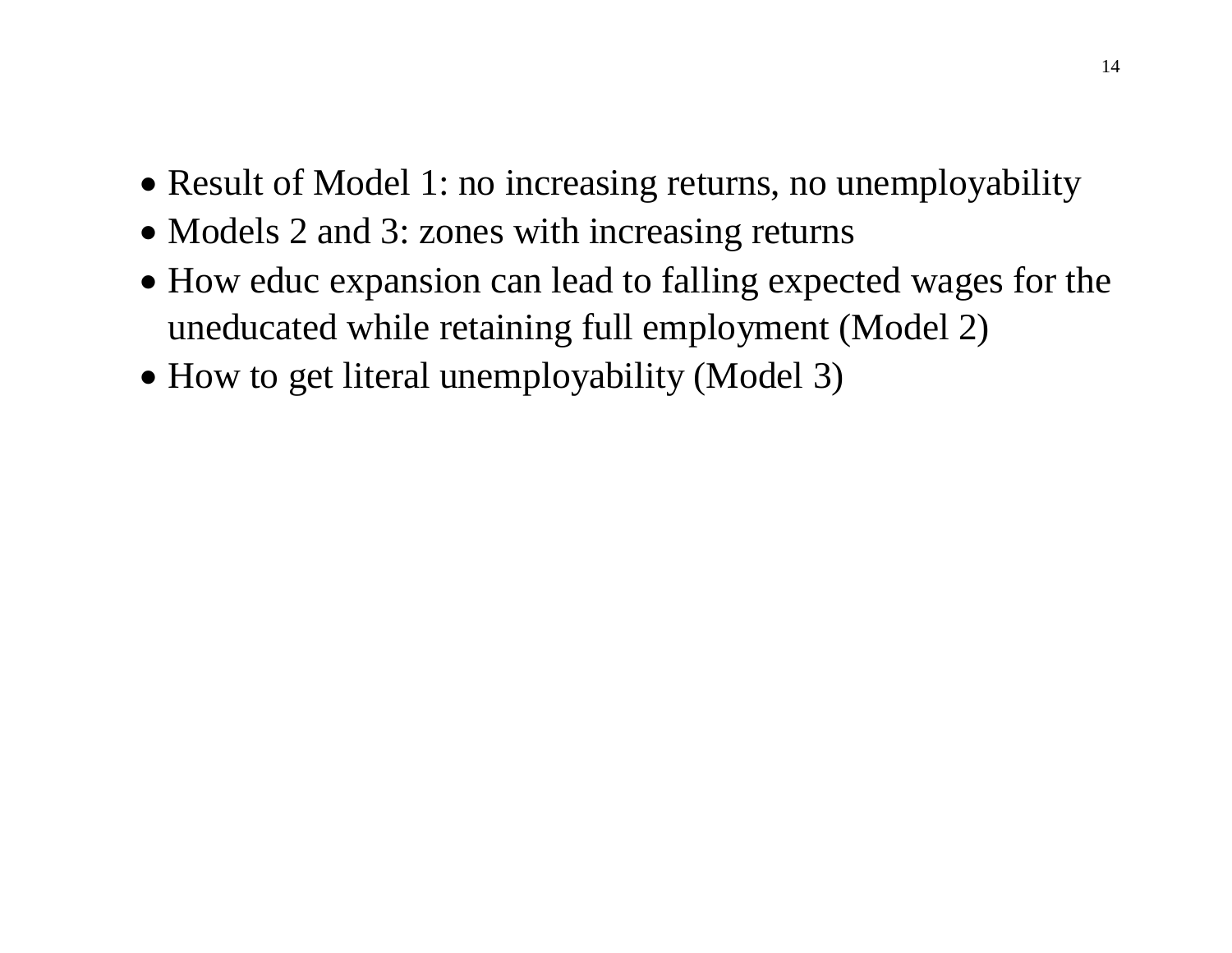- Result of Model 1: no increasing returns, no unemployability
- Models 2 and 3: zones with increasing returns
- How educ expansion can lead to falling expected wages for the uneducated while retaining full employment (Model 2)
- How to get literal unemployability (Model 3)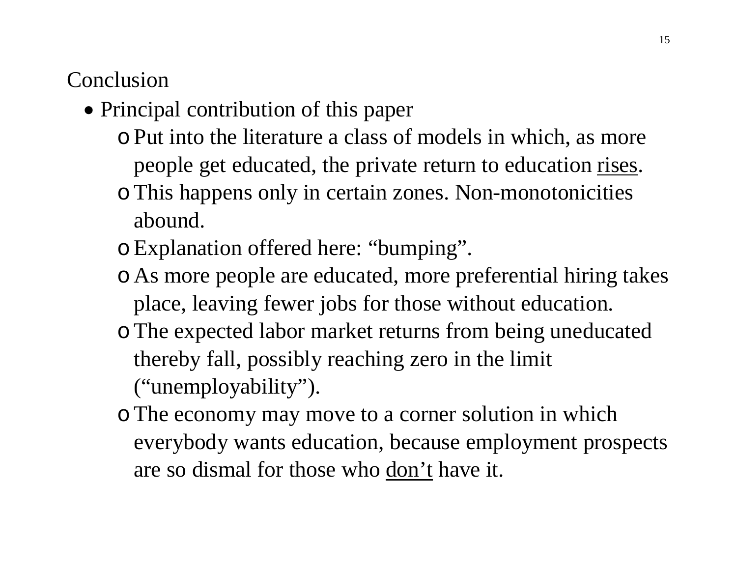## Conclusion

- Principal contribution of this paper
  - Put into the literature a class of models in which, as more people get educated, the private return to education <u>rises</u>.
  - This happens only in certain zones. Non-monotonicities abound.
  - Explanation offered here: “bumping”.
  - As more people are educated, more preferential hiring takes place, leaving fewer jobs for those without education.
  - The expected labor market returns from being uneducated thereby fall, possibly reaching zero in the limit (“unemployability”).
  - The economy may move to a corner solution in which everybody wants education, because employment prospects are so dismal for those who <u>don’t</u> have it.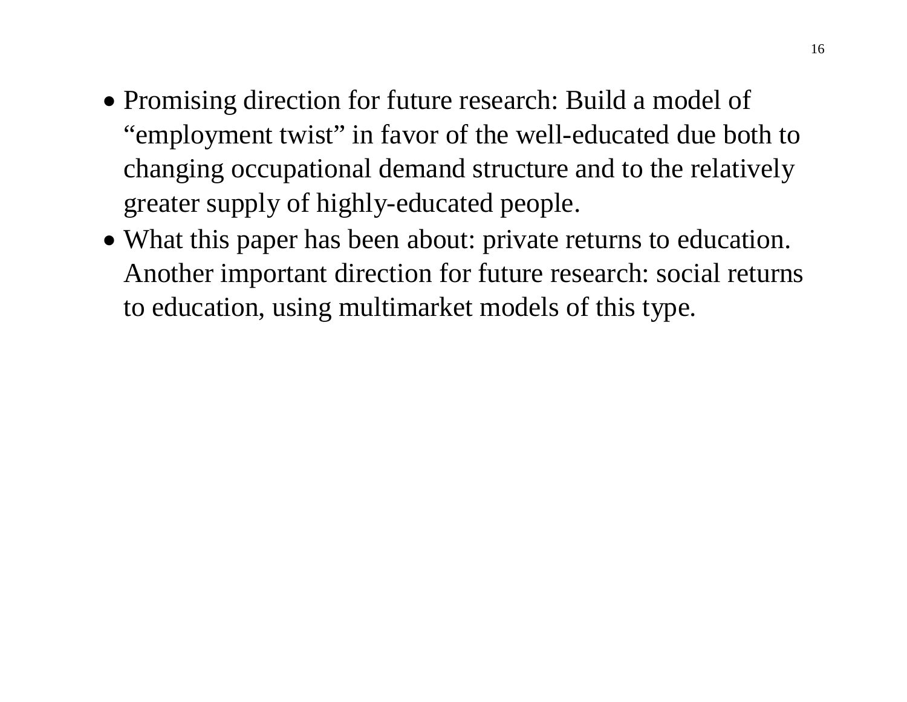- Promising direction for future research: Build a model of "employment twist" in favor of the well-educated due both to changing occupational demand structure and to the relatively greater supply of highly-educated people.
- What this paper has been about: private returns to education. Another important direction for future research: social returns to education, using multimarket models of this type.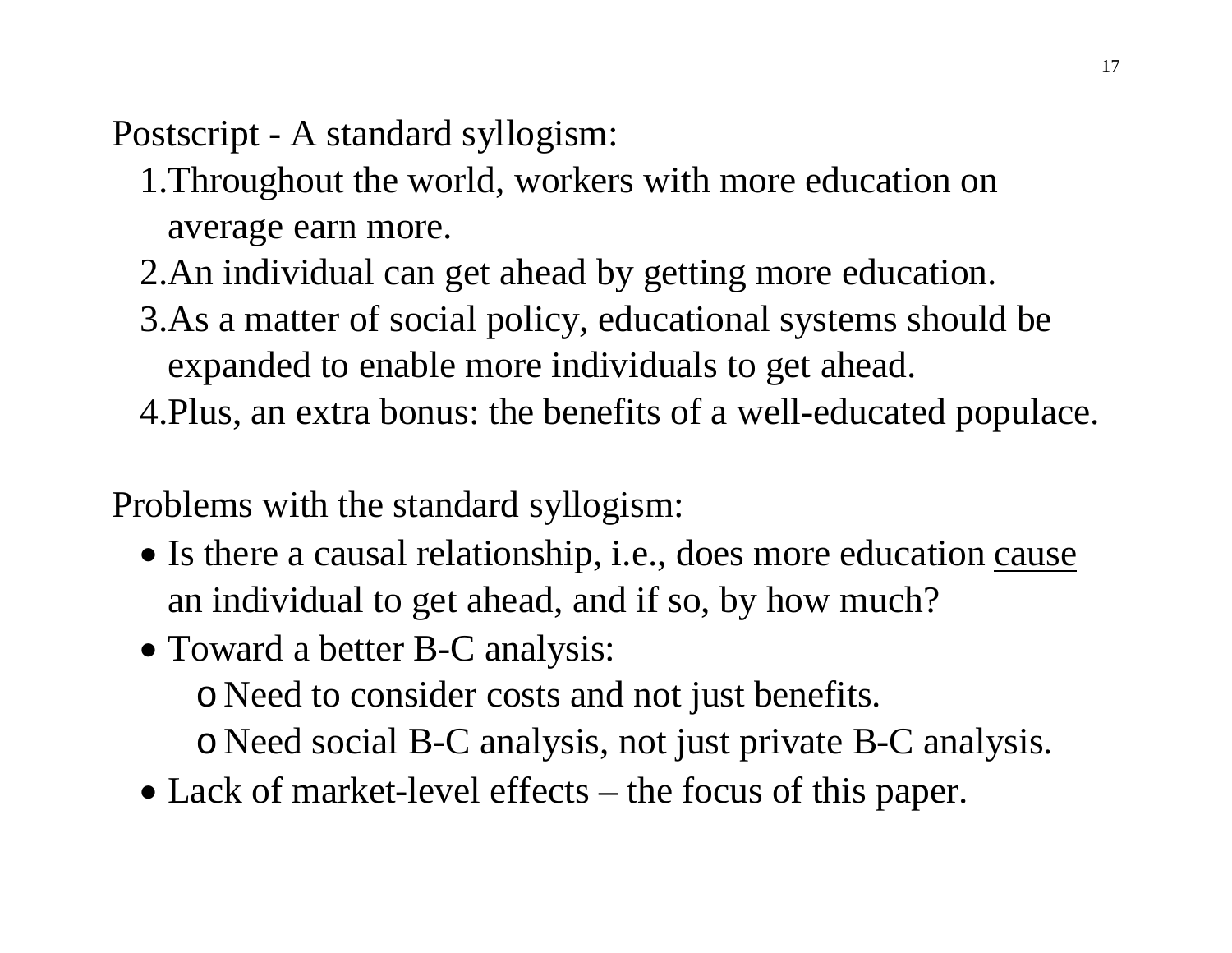Postscript - A standard syllogism:

1. Throughout the world, workers with more education on average earn more.
2. An individual can get ahead by getting more education.
3. As a matter of social policy, educational systems should be expanded to enable more individuals to get ahead.
4. Plus, an extra bonus: the benefits of a well-educated populace.

Problems with the standard syllogism:

- Is there a causal relationship, i.e., does more education <u>cause</u> an individual to get ahead, and if so, by how much?
- Toward a better B-C analysis:
  - Need to consider costs and not just benefits.
  - Need social B-C analysis, not just private B-C analysis.
- Lack of market-level effects – the focus of this paper.